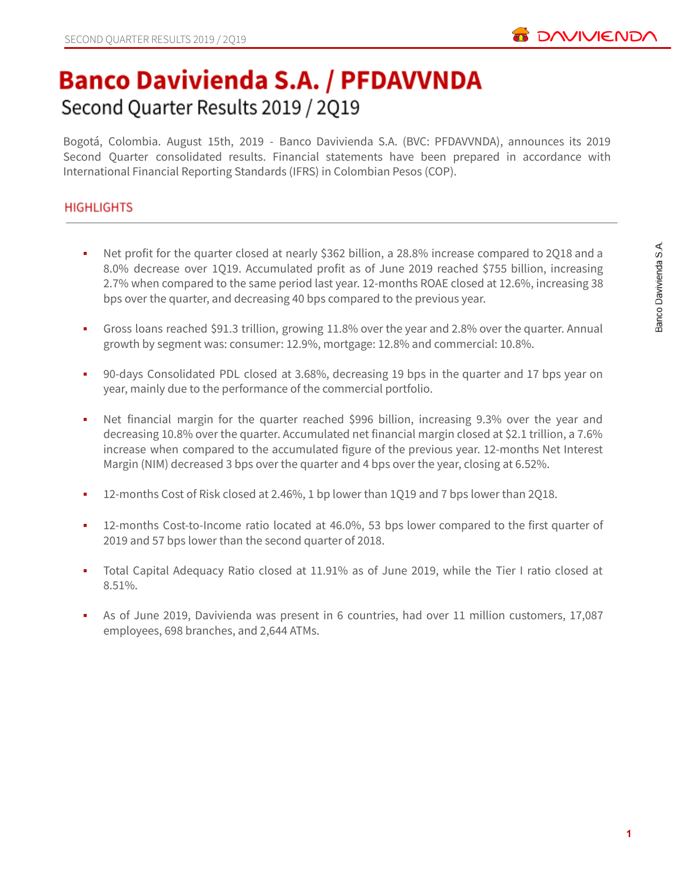# Banco Davivienda S.A. / PFDAVVNDA

## Second Quarter Results 2019 / 2Q19

Bogotá, Colombia. August 15th, 2019 - Banco Davivienda S.A. (BVC: PFDAVVNDA), announces its 2019 Second Quarter consolidated results. Financial statements have been prepared in accordance with International Financial Reporting Standards (IFRS) in Colombian Pesos (COP).

### HIGHLIGHTS

- Net profit for the quarter closed at nearly $362 billion, a 28.8% increase compared to 2Q18 and a 8.0% decrease over 1Q19. Accumulated profit as of June 2019 reached $755 billion, increasing 2.7% when compared to the same period last year. 12-months ROAE closed at 12.6%, increasing 38 bps over the quarter, and decreasing 40 bps compared to the previous year.

- Gross loans reached $91.3 trillion, growing 11.8% over the year and 2.8% over the quarter. Annual growth by segment was: consumer: 12.9%, mortgage: 12.8% and commercial: 10.8%.

- 90-days Consolidated PDL closed at 3.68%, decreasing 19 bps in the quarter and 17 bps year on year, mainly due to the performance of the commercial portfolio.

- Net financial margin for the quarter reached $996 billion, increasing 9.3% over the year and decreasing 10.8% over the quarter. Accumulated net financial margin closed at $2.1 trillion, a 7.6% increase when compared to the accumulated figure of the previous year. 12-months Net Interest Margin (NIM) decreased 3 bps over the quarter and 4 bps over the year, closing at 6.52%.

- 12-months Cost of Risk closed at 2.46%, 1 bp lower than 1Q19 and 7 bps lower than 2Q18.

- 12-months Cost-to-Income ratio located at 46.0%, 53 bps lower compared to the first quarter of 2019 and 57 bps lower than the second quarter of 2018.

- Total Capital Adequacy Ratio closed at 11.91% as of June 2019, while the Tier I ratio closed at 8.51%.

- As of June 2019, Davivienda was present in 6 countries, had over 11 million customers, 17,087 employees, 698 branches, and 2,644 ATMs.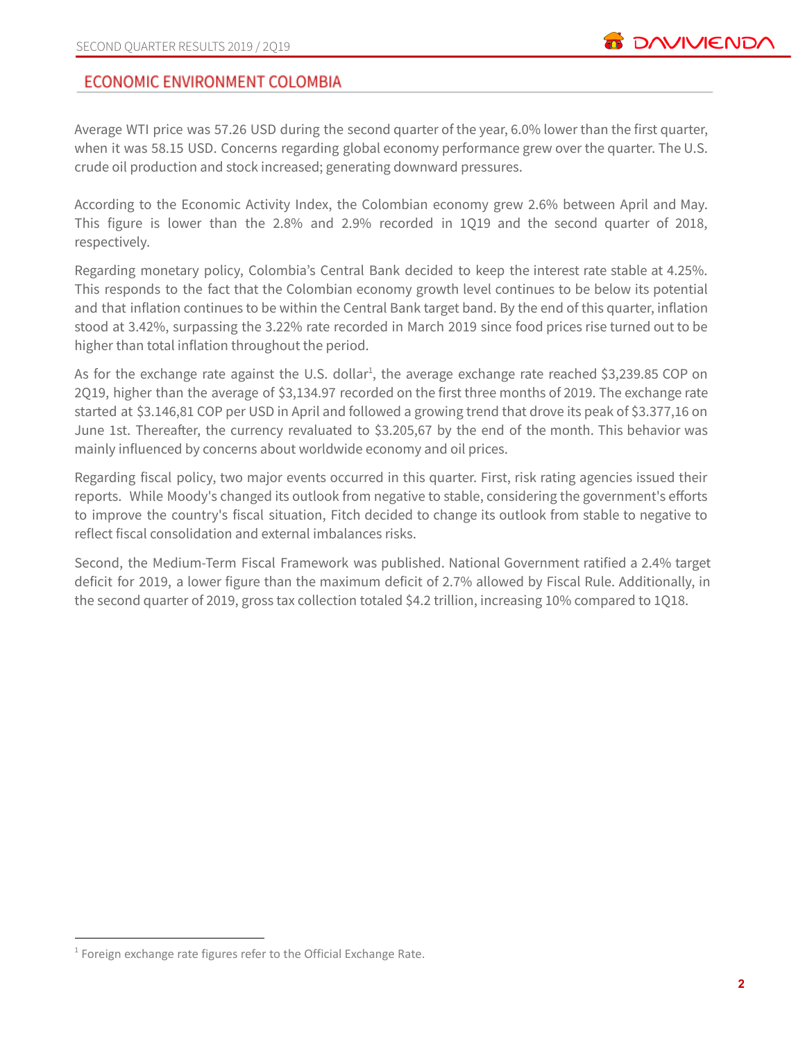## ECONOMIC ENVIRONMENT COLOMBIA

Average WTI price was 57.26 USD during the second quarter of the year, 6.0% lower than the first quarter, when it was 58.15 USD. Concerns regarding global economy performance grew over the quarter. The U.S. crude oil production and stock increased; generating downward pressures.

According to the Economic Activity Index, the Colombian economy grew 2.6% between April and May. This figure is lower than the 2.8% and 2.9% recorded in 1Q19 and the second quarter of 2018, respectively.

Regarding monetary policy, Colombia's Central Bank decided to keep the interest rate stable at 4.25%. This responds to the fact that the Colombian economy growth level continues to be below its potential and that inflation continues to be within the Central Bank target band. By the end of this quarter, inflation stood at 3.42%, surpassing the 3.22% rate recorded in March 2019 since food prices rise turned out to be higher than total inflation throughout the period.

As for the exchange rate against the U.S. dollar[1], the average exchange rate reached $3,239.85 COP on 2Q19, higher than the average of $3,134.97 recorded on the first three months of 2019. The exchange rate started at $3.146,81 COP per USD in April and followed a growing trend that drove its peak of $3.377,16 on June 1st. Thereafter, the currency revaluated to $3.205,67 by the end of the month. This behavior was mainly influenced by concerns about worldwide economy and oil prices.

Regarding fiscal policy, two major events occurred in this quarter. First, risk rating agencies issued their reports. While Moody's changed its outlook from negative to stable, considering the government's efforts to improve the country's fiscal situation, Fitch decided to change its outlook from stable to negative to reflect fiscal consolidation and external imbalances risks.

Second, the Medium-Term Fiscal Framework was published. National Government ratified a 2.4% target deficit for 2019, a lower figure than the maximum deficit of 2.7% allowed by Fiscal Rule. Additionally, in the second quarter of 2019, gross tax collection totaled $4.2 trillion, increasing 10% compared to 1Q18.

[1] Foreign exchange rate figures refer to the Official Exchange Rate.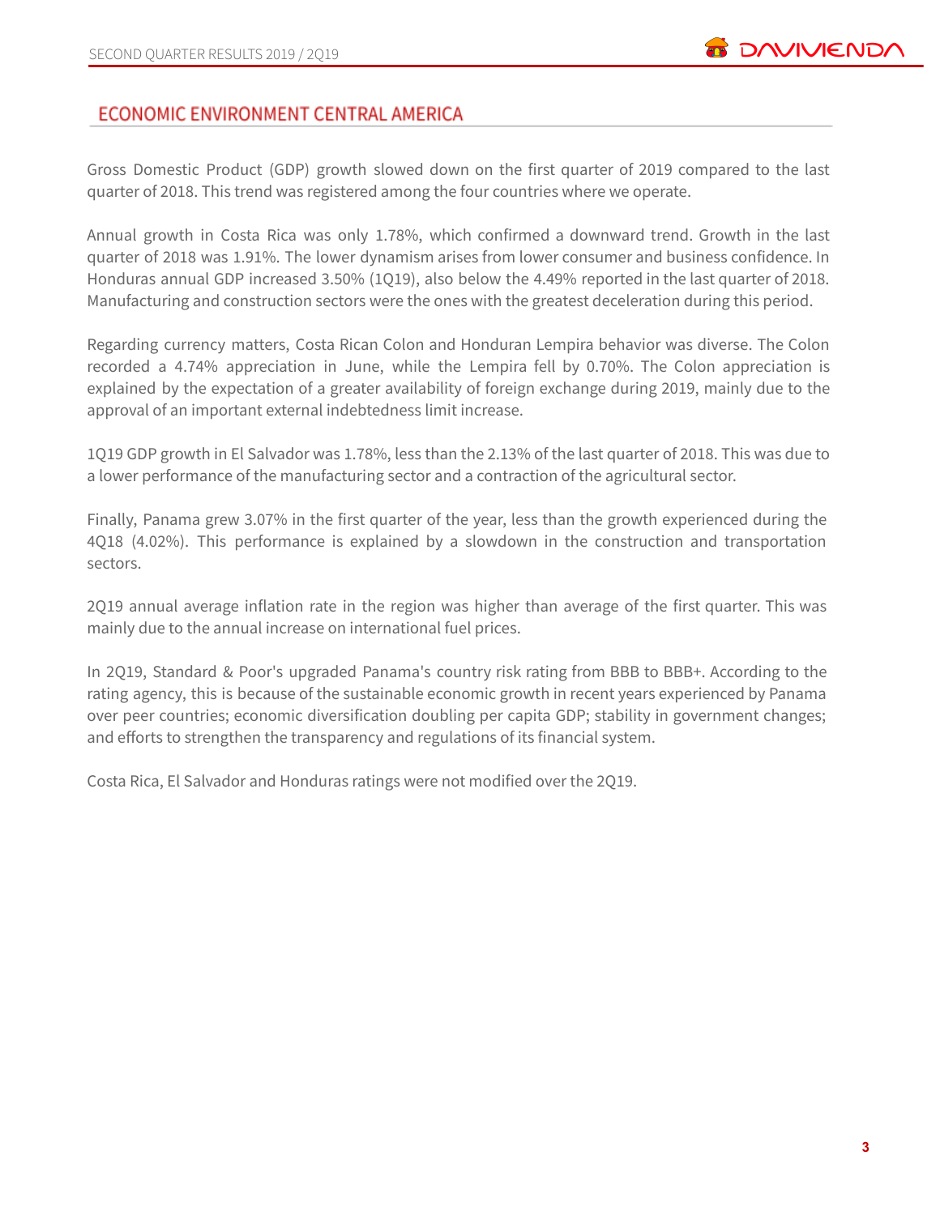## ECONOMIC ENVIRONMENT CENTRAL AMERICA

Gross Domestic Product (GDP) growth slowed down on the first quarter of 2019 compared to the last quarter of 2018. This trend was registered among the four countries where we operate.

Annual growth in Costa Rica was only 1.78%, which confirmed a downward trend. Growth in the last quarter of 2018 was 1.91%. The lower dynamism arises from lower consumer and business confidence. In Honduras annual GDP increased 3.50% (1Q19), also below the 4.49% reported in the last quarter of 2018. Manufacturing and construction sectors were the ones with the greatest deceleration during this period.

Regarding currency matters, Costa Rican Colon and Honduran Lempira behavior was diverse. The Colon recorded a 4.74% appreciation in June, while the Lempira fell by 0.70%. The Colon appreciation is explained by the expectation of a greater availability of foreign exchange during 2019, mainly due to the approval of an important external indebtedness limit increase.

1Q19 GDP growth in El Salvador was 1.78%, less than the 2.13% of the last quarter of 2018. This was due to a lower performance of the manufacturing sector and a contraction of the agricultural sector.

Finally, Panama grew 3.07% in the first quarter of the year, less than the growth experienced during the 4Q18 (4.02%). This performance is explained by a slowdown in the construction and transportation sectors.

2Q19 annual average inflation rate in the region was higher than average of the first quarter. This was mainly due to the annual increase on international fuel prices.

In 2Q19, Standard & Poor's upgraded Panama's country risk rating from BBB to BBB+. According to the rating agency, this is because of the sustainable economic growth in recent years experienced by Panama over peer countries; economic diversification doubling per capita GDP; stability in government changes; and efforts to strengthen the transparency and regulations of its financial system.

Costa Rica, El Salvador and Honduras ratings were not modified over the 2Q19.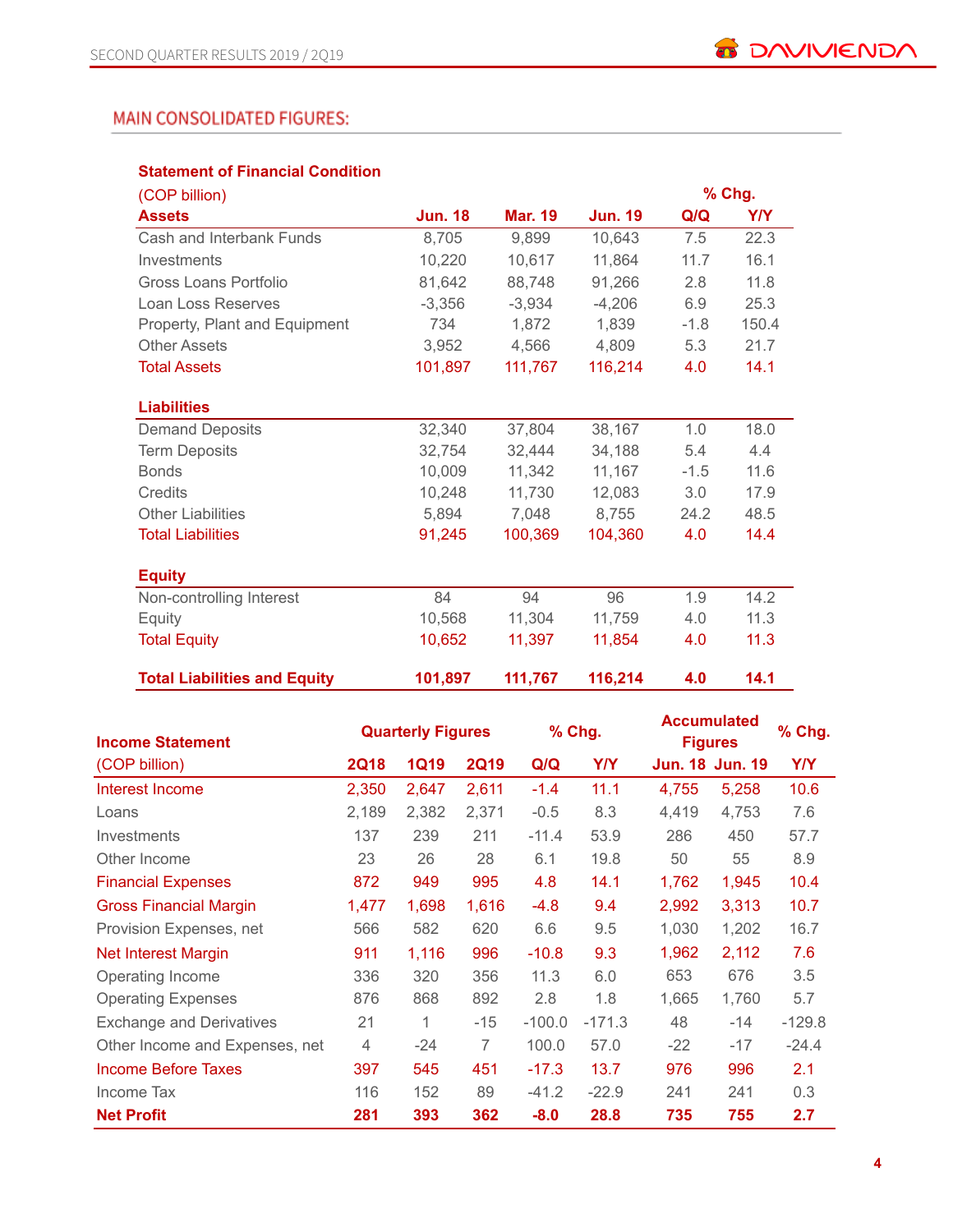## MAIN CONSOLIDATED FIGURES:

**Statement of Financial Condition**

| (COP billion) | | | | % Chg. | |
|---|---|---|---|---|---|
| **Assets** | **Jun. 18** | **Mar. 19** | **Jun. 19** | **Q/Q** | **Y/Y** |
| Cash and Interbank Funds | 8,705 | 9,899 | 10,643 | 7.5 | 22.3 |
| Investments | 10,220 | 10,617 | 11,864 | 11.7 | 16.1 |
| Gross Loans Portfolio | 81,642 | 88,748 | 91,266 | 2.8 | 11.8 |
| Loan Loss Reserves | -3,356 | -3,934 | -4,206 | 6.9 | 25.3 |
| Property, Plant and Equipment | 734 | 1,872 | 1,839 | -1.8 | 150.4 |
| Other Assets | 3,952 | 4,566 | 4,809 | 5.3 | 21.7 |
| Total Assets | 101,897 | 111,767 | 116,214 | 4.0 | 14.1 |
| **Liabilities** | | | | | |
| Demand Deposits | 32,340 | 37,804 | 38,167 | 1.0 | 18.0 |
| Term Deposits | 32,754 | 32,444 | 34,188 | 5.4 | 4.4 |
| Bonds | 10,009 | 11,342 | 11,167 | -1.5 | 11.6 |
| Credits | 10,248 | 11,730 | 12,083 | 3.0 | 17.9 |
| Other Liabilities | 5,894 | 7,048 | 8,755 | 24.2 | 48.5 |
| Total Liabilities | 91,245 | 100,369 | 104,360 | 4.0 | 14.4 |
| **Equity** | | | | | |
| Non-controlling Interest | 84 | 94 | 96 | 1.9 | 14.2 |
| Equity | 10,568 | 11,304 | 11,759 | 4.0 | 11.3 |
| Total Equity | 10,652 | 11,397 | 11,854 | 4.0 | 11.3 |
| **Total Liabilities and Equity** | **101,897** | **111,767** | **116,214** | **4.0** | **14.1** |

| **Income Statement** | **Quarterly Figures** | | | **% Chg.** | | **Accumulated Figures** | | **% Chg.** |
|---|---|---|---|---|---|---|---|---|
| (COP billion) | **2Q18** | **1Q19** | **2Q19** | **Q/Q** | **Y/Y** | **Jun. 18** | **Jun. 19** | **Y/Y** |
| Interest Income | 2,350 | 2,647 | 2,611 | -1.4 | 11.1 | 4,755 | 5,258 | 10.6 |
| Loans | 2,189 | 2,382 | 2,371 | -0.5 | 8.3 | 4,419 | 4,753 | 7.6 |
| Investments | 137 | 239 | 211 | -11.4 | 53.9 | 286 | 450 | 57.7 |
| Other Income | 23 | 26 | 28 | 6.1 | 19.8 | 50 | 55 | 8.9 |
| Financial Expenses | 872 | 949 | 995 | 4.8 | 14.1 | 1,762 | 1,945 | 10.4 |
| Gross Financial Margin | 1,477 | 1,698 | 1,616 | -4.8 | 9.4 | 2,992 | 3,313 | 10.7 |
| Provision Expenses, net | 566 | 582 | 620 | 6.6 | 9.5 | 1,030 | 1,202 | 16.7 |
| Net Interest Margin | 911 | 1,116 | 996 | -10.8 | 9.3 | 1,962 | 2,112 | 7.6 |
| Operating Income | 336 | 320 | 356 | 11.3 | 6.0 | 653 | 676 | 3.5 |
| Operating Expenses | 876 | 868 | 892 | 2.8 | 1.8 | 1,665 | 1,760 | 5.7 |
| Exchange and Derivatives | 21 | 1 | -15 | -100.0 | -171.3 | 48 | -14 | -129.8 |
| Other Income and Expenses, net | 4 | -24 | 7 | 100.0 | 57.0 | -22 | -17 | -24.4 |
| Income Before Taxes | 397 | 545 | 451 | -17.3 | 13.7 | 976 | 996 | 2.1 |
| Income Tax | 116 | 152 | 89 | -41.2 | -22.9 | 241 | 241 | 0.3 |
| **Net Profit** | **281** | **393** | **362** | **-8.0** | **28.8** | **735** | **755** | **2.7** |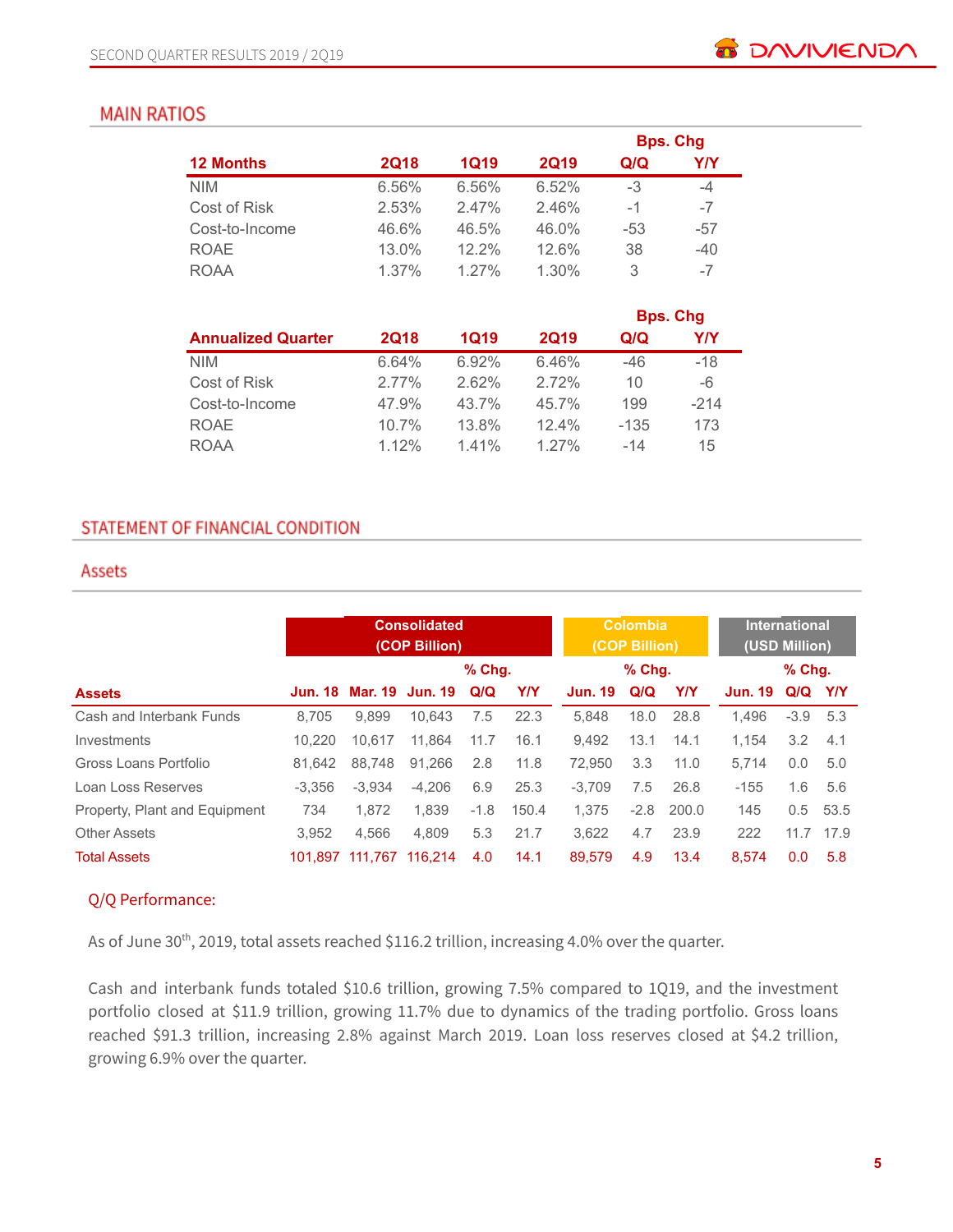## MAIN RATIOS

| 12 Months | 2Q18 | 1Q19 | 2Q19 | Bps. Chg Q/Q | Bps. Chg Y/Y |
|---|---|---|---|---|---|
| NIM | 6.56% | 6.56% | 6.52% | -3 | -4 |
| Cost of Risk | 2.53% | 2.47% | 2.46% | -1 | -7 |
| Cost-to-Income | 46.6% | 46.5% | 46.0% | -53 | -57 |
| ROAE | 13.0% | 12.2% | 12.6% | 38 | -40 |
| ROAA | 1.37% | 1.27% | 1.30% | 3 | -7 |

| Annualized Quarter | 2Q18 | 1Q19 | 2Q19 | Bps. Chg Q/Q | Bps. Chg Y/Y |
|---|---|---|---|---|---|
| NIM | 6.64% | 6.92% | 6.46% | -46 | -18 |
| Cost of Risk | 2.77% | 2.62% | 2.72% | 10 | -6 |
| Cost-to-Income | 47.9% | 43.7% | 45.7% | 199 | -214 |
| ROAE | 10.7% | 13.8% | 12.4% | -135 | 173 |
| ROAA | 1.12% | 1.41% | 1.27% | -14 | 15 |

## STATEMENT OF FINANCIAL CONDITION

### Assets

| | Consolidated (COP Billion) | | | | | Colombia (COP Billion) | | | International (USD Million) | | |
|---|---|---|---|---|---|---|---|---|---|---|---|
| | | | | % Chg. | | | % Chg. | | | % Chg. | |
| **Assets** | Jun. 18 | Mar. 19 | Jun. 19 | Q/Q | Y/Y | Jun. 19 | Q/Q | Y/Y | Jun. 19 | Q/Q | Y/Y |
| Cash and Interbank Funds | 8,705 | 9,899 | 10,643 | 7.5 | 22.3 | 5,848 | 18.0 | 28.8 | 1,496 | -3.9 | 5.3 |
| Investments | 10,220 | 10,617 | 11,864 | 11.7 | 16.1 | 9,492 | 13.1 | 14.1 | 1,154 | 3.2 | 4.1 |
| Gross Loans Portfolio | 81,642 | 88,748 | 91,266 | 2.8 | 11.8 | 72,950 | 3.3 | 11.0 | 5,714 | 0.0 | 5.0 |
| Loan Loss Reserves | -3,356 | -3,934 | -4,206 | 6.9 | 25.3 | -3,709 | 7.5 | 26.8 | -155 | 1.6 | 5.6 |
| Property, Plant and Equipment | 734 | 1,872 | 1,839 | -1.8 | 150.4 | 1,375 | -2.8 | 200.0 | 145 | 0.5 | 53.5 |
| Other Assets | 3,952 | 4,566 | 4,809 | 5.3 | 21.7 | 3,622 | 4.7 | 23.9 | 222 | 11.7 | 17.9 |
| Total Assets | 101,897 | 111,767 | 116,214 | 4.0 | 14.1 | 89,579 | 4.9 | 13.4 | 8,574 | 0.0 | 5.8 |

Q/Q Performance:

As of June 30th, 2019, total assets reached $116.2 trillion, increasing 4.0% over the quarter.

Cash and interbank funds totaled $10.6 trillion, growing 7.5% compared to 1Q19, and the investment portfolio closed at $11.9 trillion, growing 11.7% due to dynamics of the trading portfolio. Gross loans reached $91.3 trillion, increasing 2.8% against March 2019. Loan loss reserves closed at $4.2 trillion, growing 6.9% over the quarter.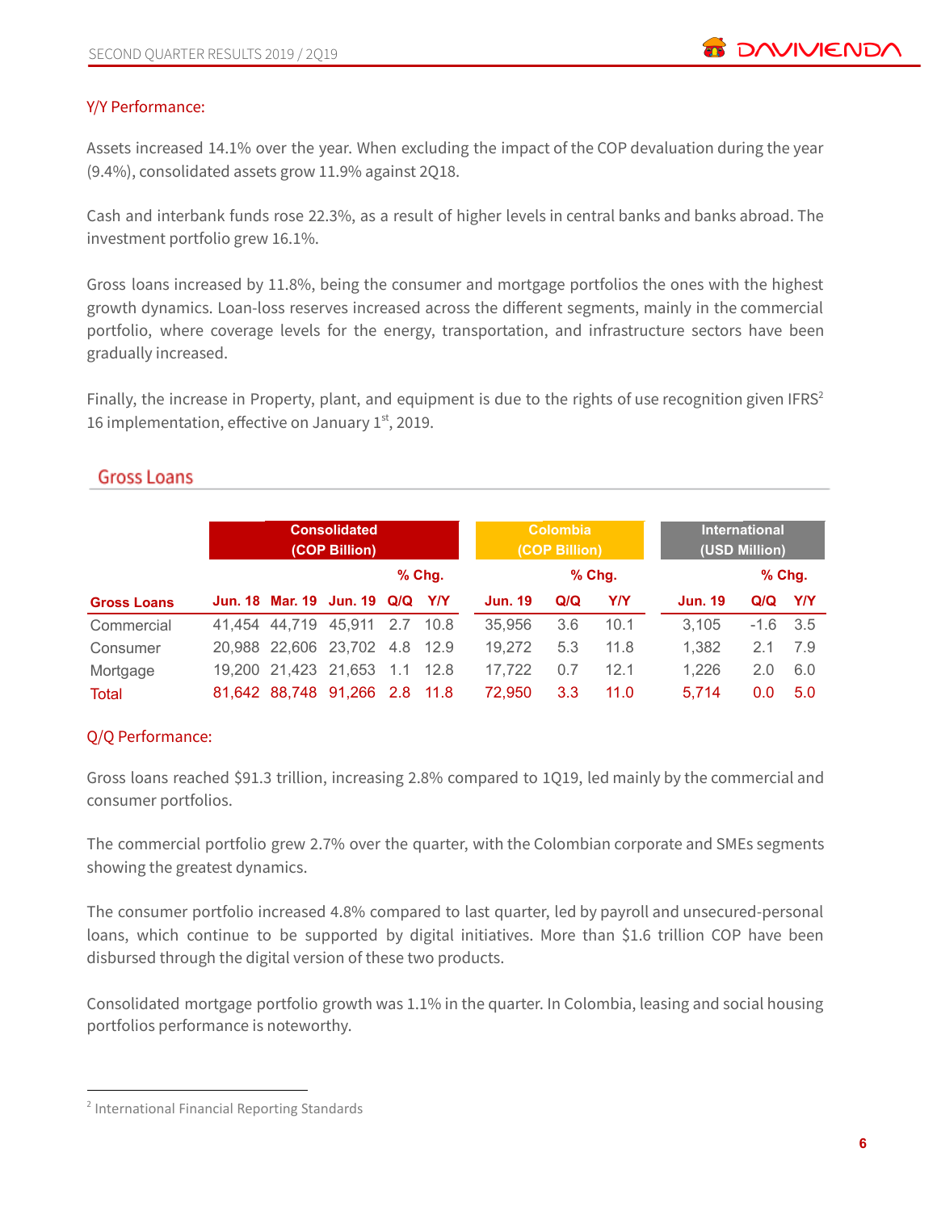Y/Y Performance:

Assets increased 14.1% over the year. When excluding the impact of the COP devaluation during the year (9.4%), consolidated assets grow 11.9% against 2Q18.

Cash and interbank funds rose 22.3%, as a result of higher levels in central banks and banks abroad. The investment portfolio grew 16.1%.

Gross loans increased by 11.8%, being the consumer and mortgage portfolios the ones with the highest growth dynamics. Loan-loss reserves increased across the different segments, mainly in the commercial portfolio, where coverage levels for the energy, transportation, and infrastructure sectors have been gradually increased.

Finally, the increase in Property, plant, and equipment is due to the rights of use recognition given IFRS[2] 16 implementation, effective on January 1st, 2019.

## Gross Loans

| | Consolidated (COP Billion) | | | | | Colombia (COP Billion) | | | International (USD Million) | | |
|---|---|---|---|---|---|---|---|---|---|---|---|
| | | | | % Chg. | | | % Chg. | | | % Chg. | |
| **Gross Loans** | **Jun. 18** | **Mar. 19** | **Jun. 19** | **Q/Q** | **Y/Y** | **Jun. 19** | **Q/Q** | **Y/Y** | **Jun. 19** | **Q/Q** | **Y/Y** |
| Commercial | 41,454 | 44,719 | 45,911 | 2.7 | 10.8 | 35,956 | 3.6 | 10.1 | 3,105 | -1.6 | 3.5 |
| Consumer | 20,988 | 22,606 | 23,702 | 4.8 | 12.9 | 19,272 | 5.3 | 11.8 | 1,382 | 2.1 | 7.9 |
| Mortgage | 19,200 | 21,423 | 21,653 | 1.1 | 12.8 | 17,722 | 0.7 | 12.1 | 1,226 | 2.0 | 6.0 |
| Total | 81,642 | 88,748 | 91,266 | 2.8 | 11.8 | 72,950 | 3.3 | 11.0 | 5,714 | 0.0 | 5.0 |

Q/Q Performance:

Gross loans reached $91.3 trillion, increasing 2.8% compared to 1Q19, led mainly by the commercial and consumer portfolios.

The commercial portfolio grew 2.7% over the quarter, with the Colombian corporate and SMEs segments showing the greatest dynamics.

The consumer portfolio increased 4.8% compared to last quarter, led by payroll and unsecured-personal loans, which continue to be supported by digital initiatives. More than $1.6 trillion COP have been disbursed through the digital version of these two products.

Consolidated mortgage portfolio growth was 1.1% in the quarter. In Colombia, leasing and social housing portfolios performance is noteworthy.

[2] International Financial Reporting Standards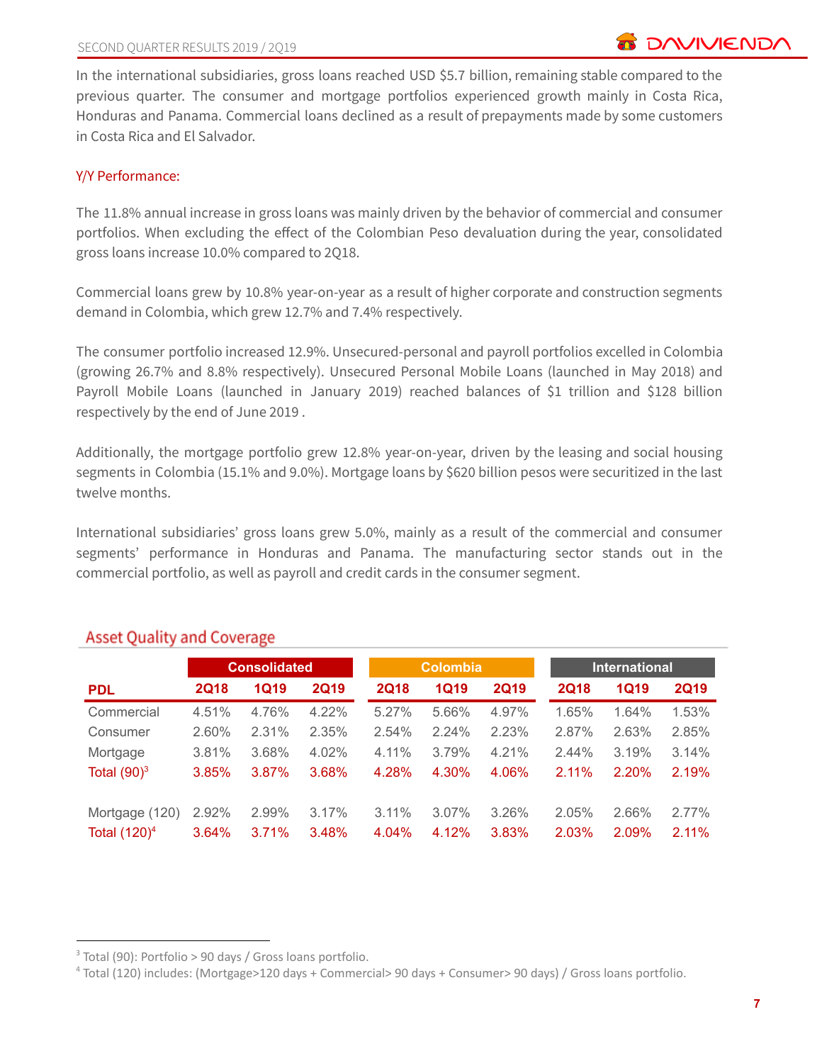In the international subsidiaries, gross loans reached USD $5.7 billion, remaining stable compared to the previous quarter. The consumer and mortgage portfolios experienced growth mainly in Costa Rica, Honduras and Panama. Commercial loans declined as a result of prepayments made by some customers in Costa Rica and El Salvador.

### Y/Y Performance:

The 11.8% annual increase in gross loans was mainly driven by the behavior of commercial and consumer portfolios. When excluding the effect of the Colombian Peso devaluation during the year, consolidated gross loans increase 10.0% compared to 2Q18.

Commercial loans grew by 10.8% year-on-year as a result of higher corporate and construction segments demand in Colombia, which grew 12.7% and 7.4% respectively.

The consumer portfolio increased 12.9%. Unsecured-personal and payroll portfolios excelled in Colombia (growing 26.7% and 8.8% respectively). Unsecured Personal Mobile Loans (launched in May 2018) and Payroll Mobile Loans (launched in January 2019) reached balances of $1 trillion and $128 billion respectively by the end of June 2019 .

Additionally, the mortgage portfolio grew 12.8% year-on-year, driven by the leasing and social housing segments in Colombia (15.1% and 9.0%). Mortgage loans by $620 billion pesos were securitized in the last twelve months.

International subsidiaries' gross loans grew 5.0%, mainly as a result of the commercial and consumer segments' performance in Honduras and Panama. The manufacturing sector stands out in the commercial portfolio, as well as payroll and credit cards in the consumer segment.

## Asset Quality and Coverage

| | Consolidated | | | Colombia | | | International | | |
|---|---|---|---|---|---|---|---|---|---|
| **PDL** | **2Q18** | **1Q19** | **2Q19** | **2Q18** | **1Q19** | **2Q19** | **2Q18** | **1Q19** | **2Q19** |
| Commercial | 4.51% | 4.76% | 4.22% | 5.27% | 5.66% | 4.97% | 1.65% | 1.64% | 1.53% |
| Consumer | 2.60% | 2.31% | 2.35% | 2.54% | 2.24% | 2.23% | 2.87% | 2.63% | 2.85% |
| Mortgage | 3.81% | 3.68% | 4.02% | 4.11% | 3.79% | 4.21% | 2.44% | 3.19% | 3.14% |
| Total (90)[3] | 3.85% | 3.87% | 3.68% | 4.28% | 4.30% | 4.06% | 2.11% | 2.20% | 2.19% |
| | | | | | | | | | |
| Mortgage (120) | 2.92% | 2.99% | 3.17% | 3.11% | 3.07% | 3.26% | 2.05% | 2.66% | 2.77% |
| Total (120)[4] | 3.64% | 3.71% | 3.48% | 4.04% | 4.12% | 3.83% | 2.03% | 2.09% | 2.11% |

[3] Total (90): Portfolio > 90 days / Gross loans portfolio.

[4] Total (120) includes: (Mortgage>120 days + Commercial> 90 days + Consumer> 90 days) / Gross loans portfolio.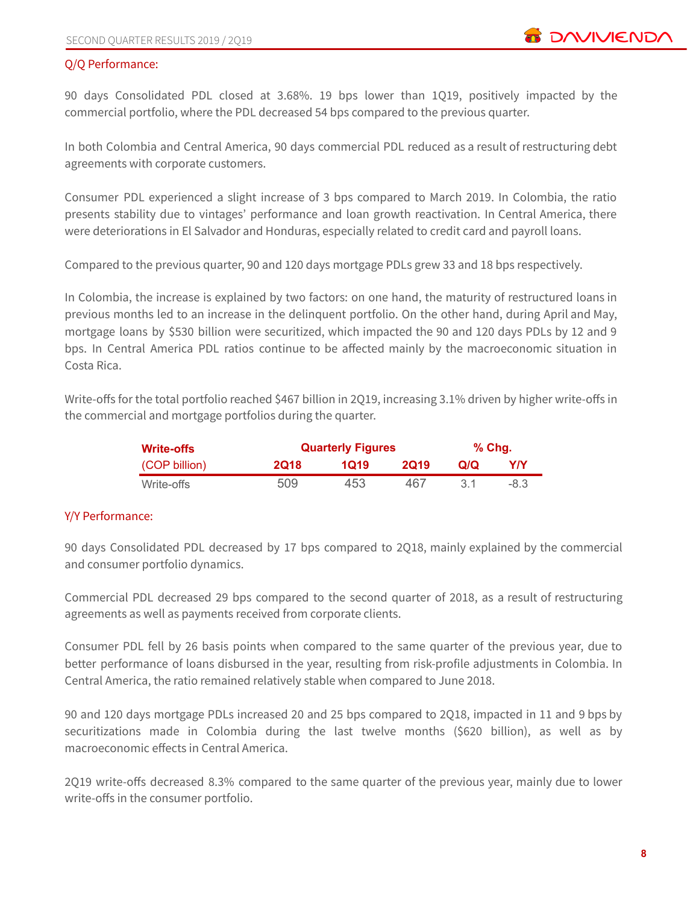## Q/Q Performance:

90 days Consolidated PDL closed at 3.68%. 19 bps lower than 1Q19, positively impacted by the commercial portfolio, where the PDL decreased 54 bps compared to the previous quarter.

In both Colombia and Central America, 90 days commercial PDL reduced as a result of restructuring debt agreements with corporate customers.

Consumer PDL experienced a slight increase of 3 bps compared to March 2019. In Colombia, the ratio presents stability due to vintages' performance and loan growth reactivation. In Central America, there were deteriorations in El Salvador and Honduras, especially related to credit card and payroll loans.

Compared to the previous quarter, 90 and 120 days mortgage PDLs grew 33 and 18 bps respectively.

In Colombia, the increase is explained by two factors: on one hand, the maturity of restructured loans in previous months led to an increase in the delinquent portfolio. On the other hand, during April and May, mortgage loans by $530 billion were securitized, which impacted the 90 and 120 days PDLs by 12 and 9 bps. In Central America PDL ratios continue to be affected mainly by the macroeconomic situation in Costa Rica.

Write-offs for the total portfolio reached $467 billion in 2Q19, increasing 3.1% driven by higher write-offs in the commercial and mortgage portfolios during the quarter.

| **Write-offs** | **Quarterly Figures** | | | **% Chg.** | |
|---|---|---|---|---|---|
| (COP billion) | **2Q18** | **1Q19** | **2Q19** | **Q/Q** | **Y/Y** |
| Write-offs | 509 | 453 | 467 | 3.1 | -8.3 |

## Y/Y Performance:

90 days Consolidated PDL decreased by 17 bps compared to 2Q18, mainly explained by the commercial and consumer portfolio dynamics.

Commercial PDL decreased 29 bps compared to the second quarter of 2018, as a result of restructuring agreements as well as payments received from corporate clients.

Consumer PDL fell by 26 basis points when compared to the same quarter of the previous year, due to better performance of loans disbursed in the year, resulting from risk-profile adjustments in Colombia. In Central America, the ratio remained relatively stable when compared to June 2018.

90 and 120 days mortgage PDLs increased 20 and 25 bps compared to 2Q18, impacted in 11 and 9 bps by securitizations made in Colombia during the last twelve months ($620 billion), as well as by macroeconomic effects in Central America.

2Q19 write-offs decreased 8.3% compared to the same quarter of the previous year, mainly due to lower write-offs in the consumer portfolio.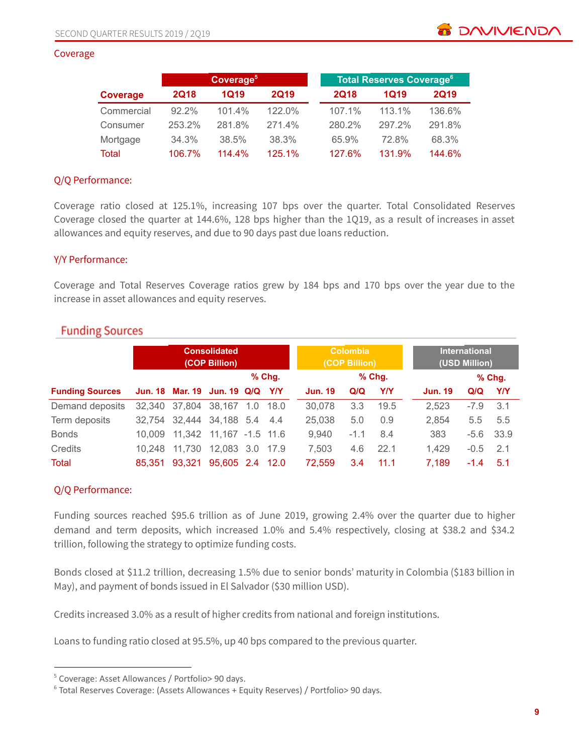## Coverage

| Coverage | Coverage[5] | | | Total Reserves Coverage[6] | | |
|---|---|---|---|---|---|---|
| | 2Q18 | 1Q19 | 2Q19 | 2Q18 | 1Q19 | 2Q19 |
| Commercial | 92.2% | 101.4% | 122.0% | 107.1% | 113.1% | 136.6% |
| Consumer | 253.2% | 281.8% | 271.4% | 280.2% | 297.2% | 291.8% |
| Mortgage | 34.3% | 38.5% | 38.3% | 65.9% | 72.8% | 68.3% |
| Total | 106.7% | 114.4% | 125.1% | 127.6% | 131.9% | 144.6% |

### Q/Q Performance:

Coverage ratio closed at 125.1%, increasing 107 bps over the quarter. Total Consolidated Reserves Coverage closed the quarter at 144.6%, 128 bps higher than the 1Q19, as a result of increases in asset allowances and equity reserves, and due to 90 days past due loans reduction.

### Y/Y Performance:

Coverage and Total Reserves Coverage ratios grew by 184 bps and 170 bps over the year due to the increase in asset allowances and equity reserves.

## Funding Sources

| Funding Sources | Consolidated (COP Billion) | | | | | Colombia (COP Billion) | | | International (USD Million) | | |
|---|---|---|---|---|---|---|---|---|---|---|---|
| | | | | % Chg. | | | % Chg. | | | % Chg. | |
| | Jun. 18 | Mar. 19 | Jun. 19 | Q/Q | Y/Y | Jun. 19 | Q/Q | Y/Y | Jun. 19 | Q/Q | Y/Y |
| Demand deposits | 32,340 | 37,804 | 38,167 | 1.0 | 18.0 | 30,078 | 3.3 | 19.5 | 2,523 | -7.9 | 3.1 |
| Term deposits | 32,754 | 32,444 | 34,188 | 5.4 | 4.4 | 25,038 | 5.0 | 0.9 | 2,854 | 5.5 | 5.5 |
| Bonds | 10,009 | 11,342 | 11,167 | -1.5 | 11.6 | 9,940 | -1.1 | 8.4 | 383 | -5.6 | 33.9 |
| Credits | 10,248 | 11,730 | 12,083 | 3.0 | 17.9 | 7,503 | 4.6 | 22.1 | 1,429 | -0.5 | 2.1 |
| Total | 85,351 | 93,321 | 95,605 | 2.4 | 12.0 | 72,559 | 3.4 | 11.1 | 7,189 | -1.4 | 5.1 |

### Q/Q Performance:

Funding sources reached $95.6 trillion as of June 2019, growing 2.4% over the quarter due to higher demand and term deposits, which increased 1.0% and 5.4% respectively, closing at $38.2 and $34.2 trillion, following the strategy to optimize funding costs.

Bonds closed at $11.2 trillion, decreasing 1.5% due to senior bonds' maturity in Colombia ($183 billion in May), and payment of bonds issued in El Salvador ($30 million USD).

Credits increased 3.0% as a result of higher credits from national and foreign institutions.

Loans to funding ratio closed at 95.5%, up 40 bps compared to the previous quarter.

---

[5] Coverage: Asset Allowances / Portfolio> 90 days.

[6] Total Reserves Coverage: (Assets Allowances + Equity Reserves) / Portfolio> 90 days.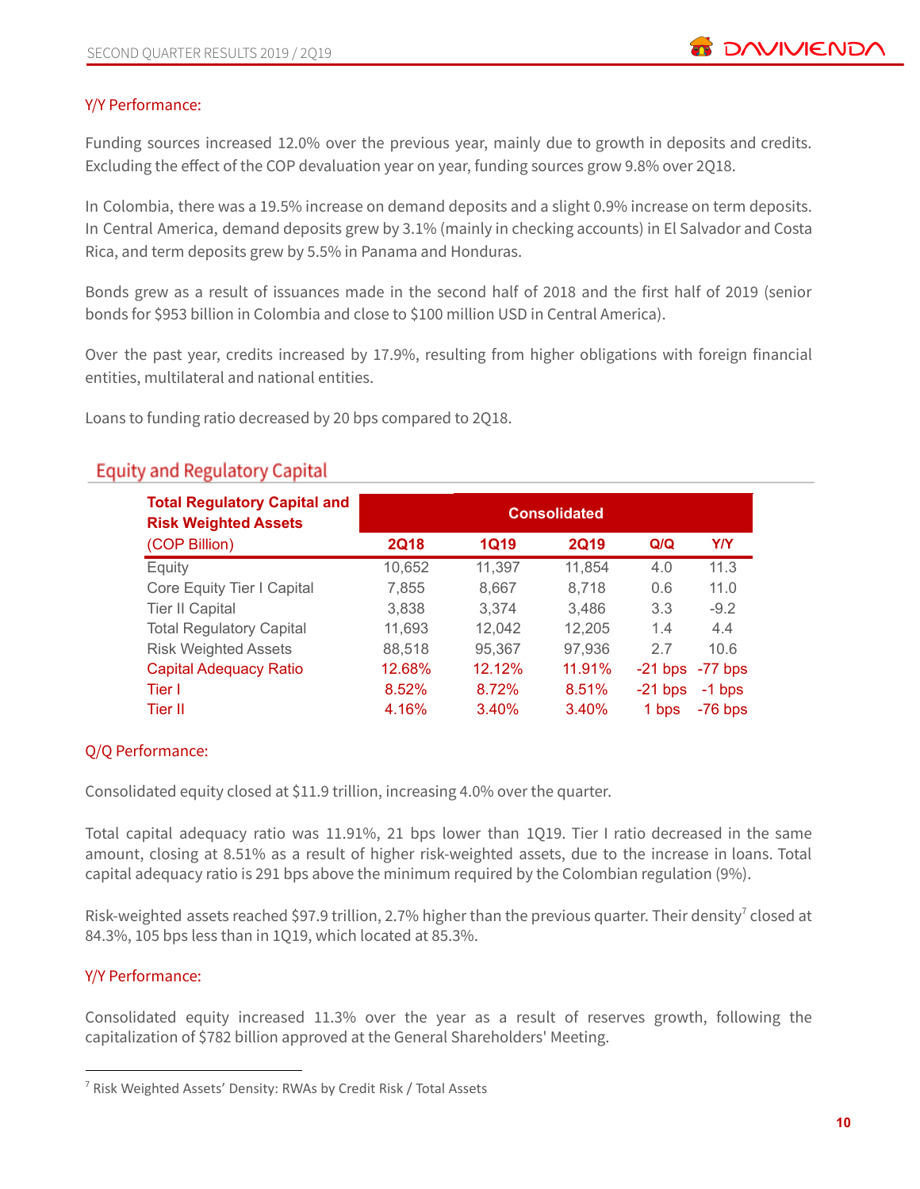Y/Y Performance:

Funding sources increased 12.0% over the previous year, mainly due to growth in deposits and credits. Excluding the effect of the COP devaluation year on year, funding sources grow 9.8% over 2Q18.

In Colombia, there was a 19.5% increase on demand deposits and a slight 0.9% increase on term deposits. In Central America, demand deposits grew by 3.1% (mainly in checking accounts) in El Salvador and Costa Rica, and term deposits grew by 5.5% in Panama and Honduras.

Bonds grew as a result of issuances made in the second half of 2018 and the first half of 2019 (senior bonds for $953 billion in Colombia and close to $100 million USD in Central America).

Over the past year, credits increased by 17.9%, resulting from higher obligations with foreign financial entities, multilateral and national entities.

Loans to funding ratio decreased by 20 bps compared to 2Q18.

## Equity and Regulatory Capital

| Total Regulatory Capital and Risk Weighted Assets | Consolidated | | | | |
|---|---|---|---|---|---|
| (COP Billion) | 2Q18 | 1Q19 | 2Q19 | Q/Q | Y/Y |
| Equity | 10,652 | 11,397 | 11,854 | 4.0 | 11.3 |
| Core Equity Tier I Capital | 7,855 | 8,667 | 8,718 | 0.6 | 11.0 |
| Tier II Capital | 3,838 | 3,374 | 3,486 | 3.3 | -9.2 |
| Total Regulatory Capital | 11,693 | 12,042 | 12,205 | 1.4 | 4.4 |
| Risk Weighted Assets | 88,518 | 95,367 | 97,936 | 2.7 | 10.6 |
| Capital Adequacy Ratio | 12.68% | 12.12% | 11.91% | -21 bps | -77 bps |
| Tier I | 8.52% | 8.72% | 8.51% | -21 bps | -1 bps |
| Tier II | 4.16% | 3.40% | 3.40% | 1 bps | -76 bps |

Q/Q Performance:

Consolidated equity closed at $11.9 trillion, increasing 4.0% over the quarter.

Total capital adequacy ratio was 11.91%, 21 bps lower than 1Q19. Tier I ratio decreased in the same amount, closing at 8.51% as a result of higher risk-weighted assets, due to the increase in loans. Total capital adequacy ratio is 291 bps above the minimum required by the Colombian regulation (9%).

Risk-weighted assets reached $97.9 trillion, 2.7% higher than the previous quarter. Their density[7] closed at 84.3%, 105 bps less than in 1Q19, which located at 85.3%.

Y/Y Performance:

Consolidated equity increased 11.3% over the year as a result of reserves growth, following the capitalization of $782 billion approved at the General Shareholders' Meeting.

[7] Risk Weighted Assets' Density: RWAs by Credit Risk / Total Assets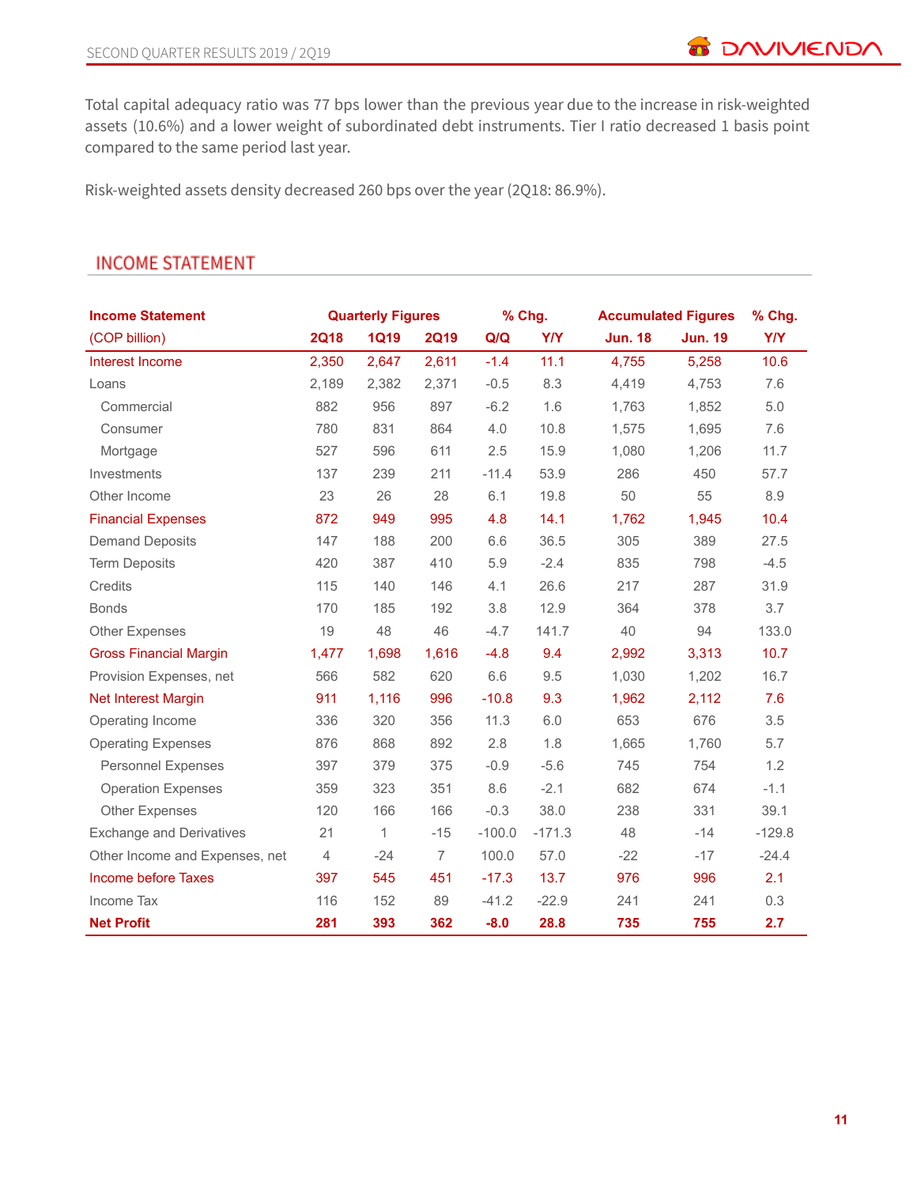Total capital adequacy ratio was 77 bps lower than the previous year due to the increase in risk-weighted assets (10.6%) and a lower weight of subordinated debt instruments. Tier I ratio decreased 1 basis point compared to the same period last year.

Risk-weighted assets density decreased 260 bps over the year (2Q18: 86.9%).

## INCOME STATEMENT

| Income Statement | Quarterly Figures | | | % Chg. | | Accumulated Figures | | % Chg. |
|---|---|---|---|---|---|---|---|---|
| (COP billion) | 2Q18 | 1Q19 | 2Q19 | Q/Q | Y/Y | Jun. 18 | Jun. 19 | Y/Y |
| Interest Income | 2,350 | 2,647 | 2,611 | -1.4 | 11.1 | 4,755 | 5,258 | 10.6 |
| Loans | 2,189 | 2,382 | 2,371 | -0.5 | 8.3 | 4,419 | 4,753 | 7.6 |
| Commercial | 882 | 956 | 897 | -6.2 | 1.6 | 1,763 | 1,852 | 5.0 |
| Consumer | 780 | 831 | 864 | 4.0 | 10.8 | 1,575 | 1,695 | 7.6 |
| Mortgage | 527 | 596 | 611 | 2.5 | 15.9 | 1,080 | 1,206 | 11.7 |
| Investments | 137 | 239 | 211 | -11.4 | 53.9 | 286 | 450 | 57.7 |
| Other Income | 23 | 26 | 28 | 6.1 | 19.8 | 50 | 55 | 8.9 |
| Financial Expenses | 872 | 949 | 995 | 4.8 | 14.1 | 1,762 | 1,945 | 10.4 |
| Demand Deposits | 147 | 188 | 200 | 6.6 | 36.5 | 305 | 389 | 27.5 |
| Term Deposits | 420 | 387 | 410 | 5.9 | -2.4 | 835 | 798 | -4.5 |
| Credits | 115 | 140 | 146 | 4.1 | 26.6 | 217 | 287 | 31.9 |
| Bonds | 170 | 185 | 192 | 3.8 | 12.9 | 364 | 378 | 3.7 |
| Other Expenses | 19 | 48 | 46 | -4.7 | 141.7 | 40 | 94 | 133.0 |
| Gross Financial Margin | 1,477 | 1,698 | 1,616 | -4.8 | 9.4 | 2,992 | 3,313 | 10.7 |
| Provision Expenses, net | 566 | 582 | 620 | 6.6 | 9.5 | 1,030 | 1,202 | 16.7 |
| Net Interest Margin | 911 | 1,116 | 996 | -10.8 | 9.3 | 1,962 | 2,112 | 7.6 |
| Operating Income | 336 | 320 | 356 | 11.3 | 6.0 | 653 | 676 | 3.5 |
| Operating Expenses | 876 | 868 | 892 | 2.8 | 1.8 | 1,665 | 1,760 | 5.7 |
| Personnel Expenses | 397 | 379 | 375 | -0.9 | -5.6 | 745 | 754 | 1.2 |
| Operation Expenses | 359 | 323 | 351 | 8.6 | -2.1 | 682 | 674 | -1.1 |
| Other Expenses | 120 | 166 | 166 | -0.3 | 38.0 | 238 | 331 | 39.1 |
| Exchange and Derivatives | 21 | 1 | -15 | -100.0 | -171.3 | 48 | -14 | -129.8 |
| Other Income and Expenses, net | 4 | -24 | 7 | 100.0 | 57.0 | -22 | -17 | -24.4 |
| Income before Taxes | 397 | 545 | 451 | -17.3 | 13.7 | 976 | 996 | 2.1 |
| Income Tax | 116 | 152 | 89 | -41.2 | -22.9 | 241 | 241 | 0.3 |
| **Net Profit** | **281** | **393** | **362** | **-8.0** | **28.8** | **735** | **755** | **2.7** |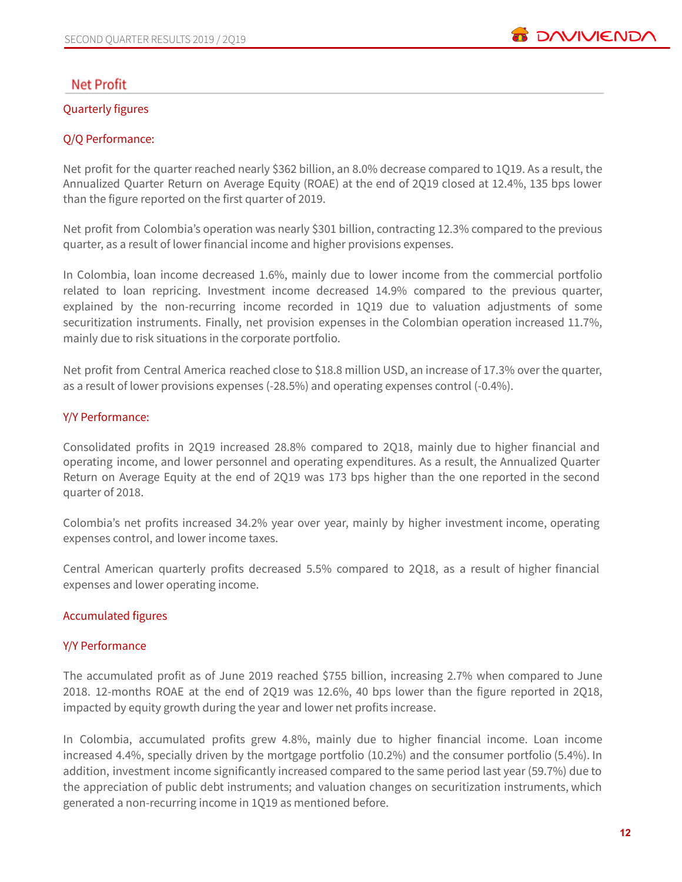## Net Profit

### Quarterly figures

#### Q/Q Performance:

Net profit for the quarter reached nearly $362 billion, an 8.0% decrease compared to 1Q19. As a result, the Annualized Quarter Return on Average Equity (ROAE) at the end of 2Q19 closed at 12.4%, 135 bps lower than the figure reported on the first quarter of 2019.

Net profit from Colombia's operation was nearly $301 billion, contracting 12.3% compared to the previous quarter, as a result of lower financial income and higher provisions expenses.

In Colombia, loan income decreased 1.6%, mainly due to lower income from the commercial portfolio related to loan repricing. Investment income decreased 14.9% compared to the previous quarter, explained by the non-recurring income recorded in 1Q19 due to valuation adjustments of some securitization instruments. Finally, net provision expenses in the Colombian operation increased 11.7%, mainly due to risk situations in the corporate portfolio.

Net profit from Central America reached close to $18.8 million USD, an increase of 17.3% over the quarter, as a result of lower provisions expenses (-28.5%) and operating expenses control (-0.4%).

#### Y/Y Performance:

Consolidated profits in 2Q19 increased 28.8% compared to 2Q18, mainly due to higher financial and operating income, and lower personnel and operating expenditures. As a result, the Annualized Quarter Return on Average Equity at the end of 2Q19 was 173 bps higher than the one reported in the second quarter of 2018.

Colombia's net profits increased 34.2% year over year, mainly by higher investment income, operating expenses control, and lower income taxes.

Central American quarterly profits decreased 5.5% compared to 2Q18, as a result of higher financial expenses and lower operating income.

### Accumulated figures

#### Y/Y Performance

The accumulated profit as of June 2019 reached $755 billion, increasing 2.7% when compared to June 2018. 12-months ROAE at the end of 2Q19 was 12.6%, 40 bps lower than the figure reported in 2Q18, impacted by equity growth during the year and lower net profits increase.

In Colombia, accumulated profits grew 4.8%, mainly due to higher financial income. Loan income increased 4.4%, specially driven by the mortgage portfolio (10.2%) and the consumer portfolio (5.4%). In addition, investment income significantly increased compared to the same period last year (59.7%) due to the appreciation of public debt instruments; and valuation changes on securitization instruments, which generated a non-recurring income in 1Q19 as mentioned before.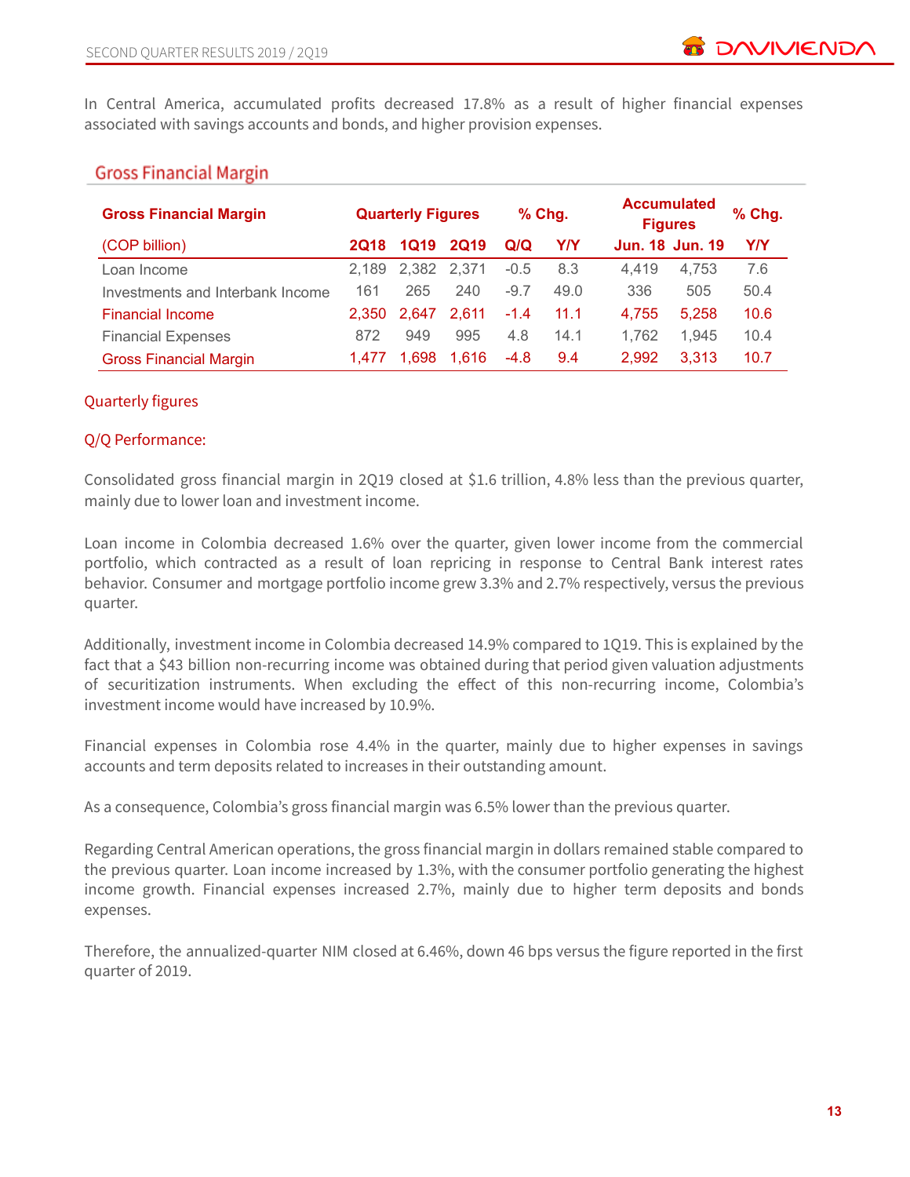In Central America, accumulated profits decreased 17.8% as a result of higher financial expenses associated with savings accounts and bonds, and higher provision expenses.

## Gross Financial Margin

| Gross Financial Margin | Quarterly Figures | | | % Chg. | | Accumulated Figures | | % Chg. |
|---|---|---|---|---|---|---|---|---|
| (COP billion) | 2Q18 | 1Q19 | 2Q19 | Q/Q | Y/Y | Jun. 18 | Jun. 19 | Y/Y |
| Loan Income | 2,189 | 2,382 | 2,371 | -0.5 | 8.3 | 4,419 | 4,753 | 7.6 |
| Investments and Interbank Income | 161 | 265 | 240 | -9.7 | 49.0 | 336 | 505 | 50.4 |
| Financial Income | 2,350 | 2,647 | 2,611 | -1.4 | 11.1 | 4,755 | 5,258 | 10.6 |
| Financial Expenses | 872 | 949 | 995 | 4.8 | 14.1 | 1,762 | 1,945 | 10.4 |
| Gross Financial Margin | 1,477 | 1,698 | 1,616 | -4.8 | 9.4 | 2,992 | 3,313 | 10.7 |

### Quarterly figures

### Q/Q Performance:

Consolidated gross financial margin in 2Q19 closed at $1.6 trillion, 4.8% less than the previous quarter, mainly due to lower loan and investment income.

Loan income in Colombia decreased 1.6% over the quarter, given lower income from the commercial portfolio, which contracted as a result of loan repricing in response to Central Bank interest rates behavior. Consumer and mortgage portfolio income grew 3.3% and 2.7% respectively, versus the previous quarter.

Additionally, investment income in Colombia decreased 14.9% compared to 1Q19. This is explained by the fact that a $43 billion non-recurring income was obtained during that period given valuation adjustments of securitization instruments. When excluding the effect of this non-recurring income, Colombia's investment income would have increased by 10.9%.

Financial expenses in Colombia rose 4.4% in the quarter, mainly due to higher expenses in savings accounts and term deposits related to increases in their outstanding amount.

As a consequence, Colombia's gross financial margin was 6.5% lower than the previous quarter.

Regarding Central American operations, the gross financial margin in dollars remained stable compared to the previous quarter. Loan income increased by 1.3%, with the consumer portfolio generating the highest income growth. Financial expenses increased 2.7%, mainly due to higher term deposits and bonds expenses.

Therefore, the annualized-quarter NIM closed at 6.46%, down 46 bps versus the figure reported in the first quarter of 2019.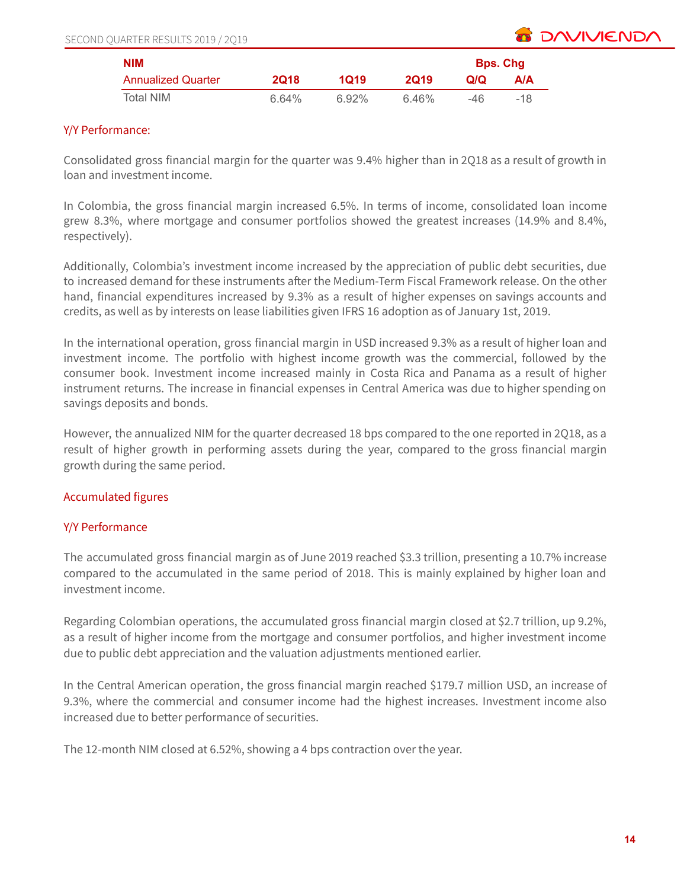| NIM | | | | Bps. Chg | |
|---|---|---|---|---|---|
| Annualized Quarter | 2Q18 | 1Q19 | 2Q19 | Q/Q | A/A |
| Total NIM | 6.64% | 6.92% | 6.46% | -46 | -18 |

### Y/Y Performance:

Consolidated gross financial margin for the quarter was 9.4% higher than in 2Q18 as a result of growth in loan and investment income.

In Colombia, the gross financial margin increased 6.5%. In terms of income, consolidated loan income grew 8.3%, where mortgage and consumer portfolios showed the greatest increases (14.9% and 8.4%, respectively).

Additionally, Colombia's investment income increased by the appreciation of public debt securities, due to increased demand for these instruments after the Medium-Term Fiscal Framework release. On the other hand, financial expenditures increased by 9.3% as a result of higher expenses on savings accounts and credits, as well as by interests on lease liabilities given IFRS 16 adoption as of January 1st, 2019.

In the international operation, gross financial margin in USD increased 9.3% as a result of higher loan and investment income. The portfolio with highest income growth was the commercial, followed by the consumer book. Investment income increased mainly in Costa Rica and Panama as a result of higher instrument returns. The increase in financial expenses in Central America was due to higher spending on savings deposits and bonds.

However, the annualized NIM for the quarter decreased 18 bps compared to the one reported in 2Q18, as a result of higher growth in performing assets during the year, compared to the gross financial margin growth during the same period.

### Accumulated figures

### Y/Y Performance

The accumulated gross financial margin as of June 2019 reached $3.3 trillion, presenting a 10.7% increase compared to the accumulated in the same period of 2018. This is mainly explained by higher loan and investment income.

Regarding Colombian operations, the accumulated gross financial margin closed at $2.7 trillion, up 9.2%, as a result of higher income from the mortgage and consumer portfolios, and higher investment income due to public debt appreciation and the valuation adjustments mentioned earlier.

In the Central American operation, the gross financial margin reached $179.7 million USD, an increase of 9.3%, where the commercial and consumer income had the highest increases. Investment income also increased due to better performance of securities.

The 12-month NIM closed at 6.52%, showing a 4 bps contraction over the year.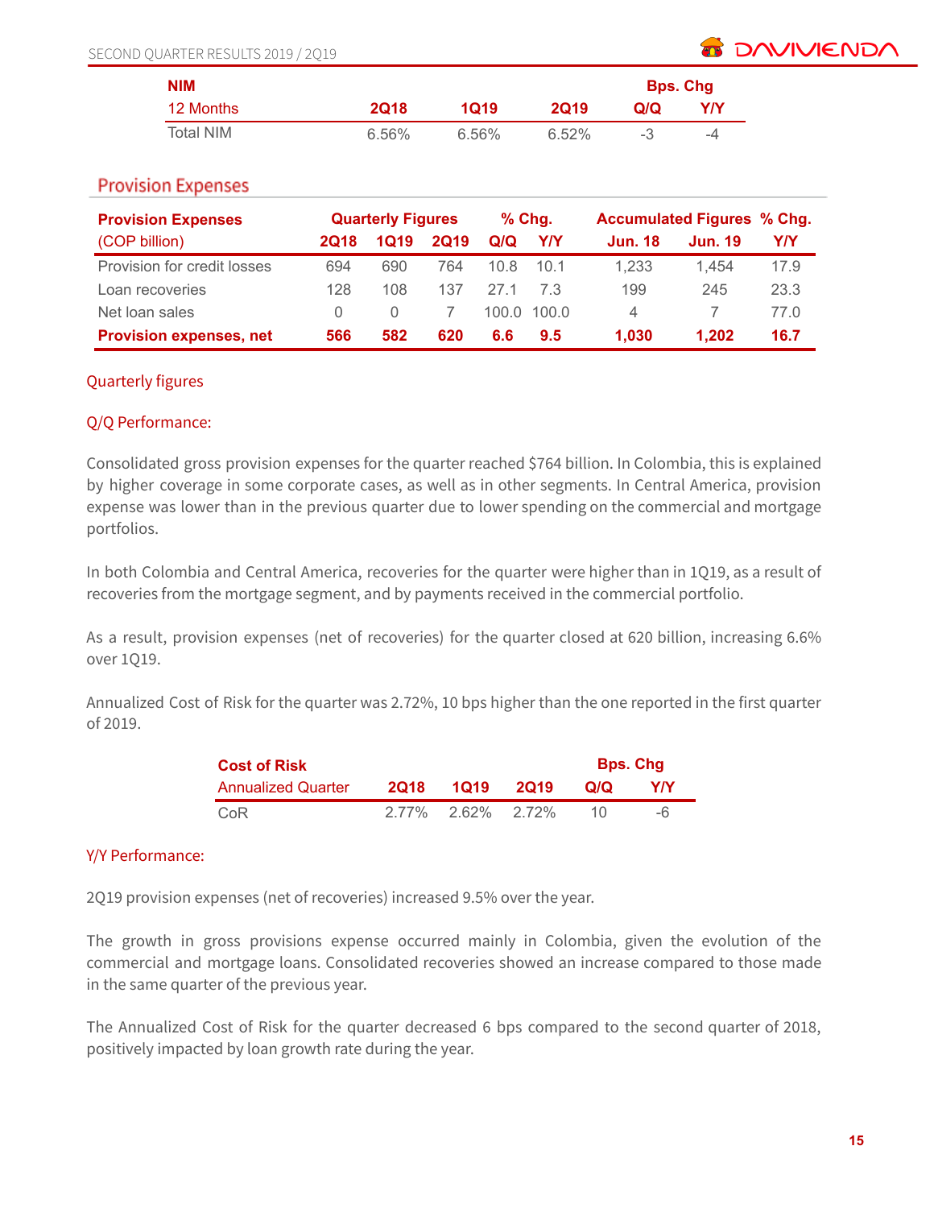| NIM | | | | Bps. Chg | |
|---|---|---|---|---|---|
| 12 Months | 2Q18 | 1Q19 | 2Q19 | Q/Q | Y/Y |
| Total NIM | 6.56% | 6.56% | 6.52% | -3 | -4 |

## Provision Expenses

| Provision Expenses | Quarterly Figures | | | % Chg. | | Accumulated Figures | | % Chg. |
|---|---|---|---|---|---|---|---|---|
| (COP billion) | 2Q18 | 1Q19 | 2Q19 | Q/Q | Y/Y | Jun. 18 | Jun. 19 | Y/Y |
| Provision for credit losses | 694 | 690 | 764 | 10.8 | 10.1 | 1,233 | 1,454 | 17.9 |
| Loan recoveries | 128 | 108 | 137 | 27.1 | 7.3 | 199 | 245 | 23.3 |
| Net loan sales | 0 | 0 | 7 | 100.0 | 100.0 | 4 | 7 | 77.0 |
| **Provision expenses, net** | **566** | **582** | **620** | **6.6** | **9.5** | **1,030** | **1,202** | **16.7** |

### Quarterly figures

### Q/Q Performance:

Consolidated gross provision expenses for the quarter reached $764 billion. In Colombia, this is explained by higher coverage in some corporate cases, as well as in other segments. In Central America, provision expense was lower than in the previous quarter due to lower spending on the commercial and mortgage portfolios.

In both Colombia and Central America, recoveries for the quarter were higher than in 1Q19, as a result of recoveries from the mortgage segment, and by payments received in the commercial portfolio.

As a result, provision expenses (net of recoveries) for the quarter closed at 620 billion, increasing 6.6% over 1Q19.

Annualized Cost of Risk for the quarter was 2.72%, 10 bps higher than the one reported in the first quarter of 2019.

| Cost of Risk | | | | Bps. Chg | |
|---|---|---|---|---|---|
| Annualized Quarter | 2Q18 | 1Q19 | 2Q19 | Q/Q | Y/Y |
| CoR | 2.77% | 2.62% | 2.72% | 10 | -6 |

### Y/Y Performance:

2Q19 provision expenses (net of recoveries) increased 9.5% over the year.

The growth in gross provisions expense occurred mainly in Colombia, given the evolution of the commercial and mortgage loans. Consolidated recoveries showed an increase compared to those made in the same quarter of the previous year.

The Annualized Cost of Risk for the quarter decreased 6 bps compared to the second quarter of 2018, positively impacted by loan growth rate during the year.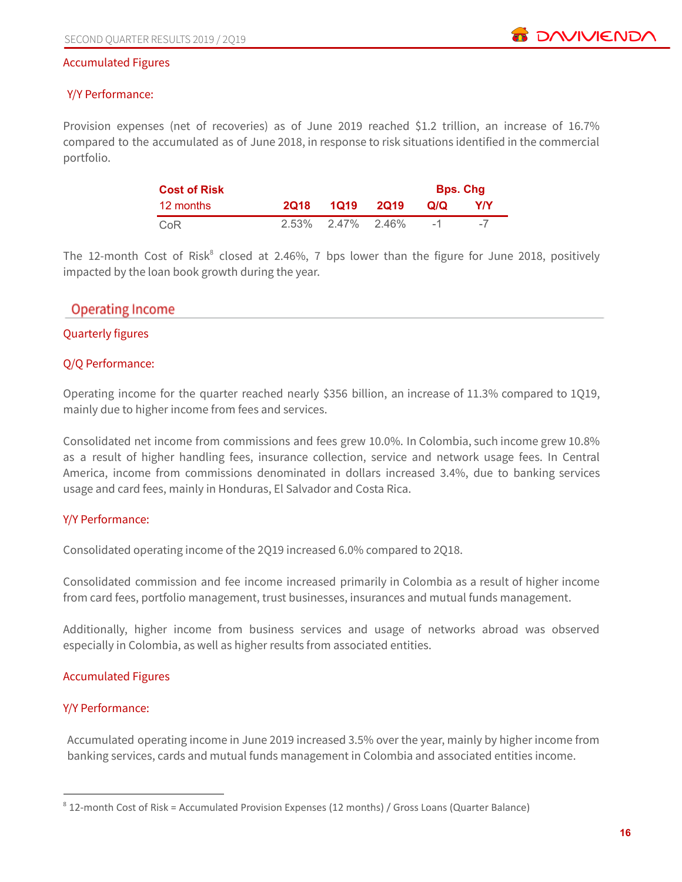### Accumulated Figures

#### Y/Y Performance:

Provision expenses (net of recoveries) as of June 2019 reached $1.2 trillion, an increase of 16.7% compared to the accumulated as of June 2018, in response to risk situations identified in the commercial portfolio.

| Cost of Risk | | | | Bps. Chg | |
|---|---|---|---|---|---|
| 12 months | 2Q18 | 1Q19 | 2Q19 | Q/Q | Y/Y |
| CoR | 2.53% | 2.47% | 2.46% | -1 | -7 |

The 12-month Cost of Risk[8] closed at 2.46%, 7 bps lower than the figure for June 2018, positively impacted by the loan book growth during the year.

## Operating Income

### Quarterly figures

#### Q/Q Performance:

Operating income for the quarter reached nearly $356 billion, an increase of 11.3% compared to 1Q19, mainly due to higher income from fees and services.

Consolidated net income from commissions and fees grew 10.0%. In Colombia, such income grew 10.8% as a result of higher handling fees, insurance collection, service and network usage fees. In Central America, income from commissions denominated in dollars increased 3.4%, due to banking services usage and card fees, mainly in Honduras, El Salvador and Costa Rica.

#### Y/Y Performance:

Consolidated operating income of the 2Q19 increased 6.0% compared to 2Q18.

Consolidated commission and fee income increased primarily in Colombia as a result of higher income from card fees, portfolio management, trust businesses, insurances and mutual funds management.

Additionally, higher income from business services and usage of networks abroad was observed especially in Colombia, as well as higher results from associated entities.

### Accumulated Figures

#### Y/Y Performance:

Accumulated operating income in June 2019 increased 3.5% over the year, mainly by higher income from banking services, cards and mutual funds management in Colombia and associated entities income.

---

[8] 12-month Cost of Risk = Accumulated Provision Expenses (12 months) / Gross Loans (Quarter Balance)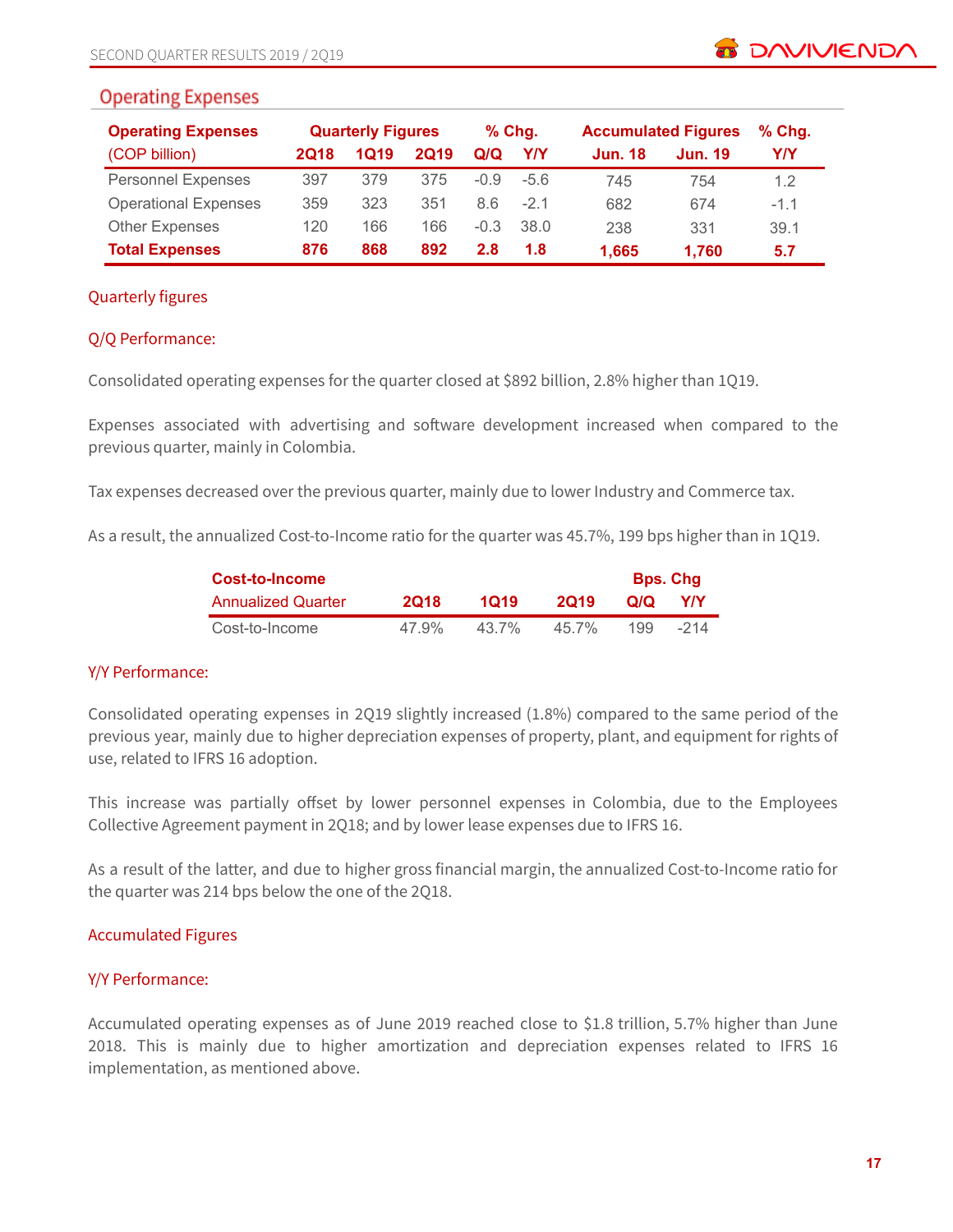## Operating Expenses

| Operating Expenses | Quarterly Figures | | | % Chg. | | Accumulated Figures | | % Chg. |
|---|---|---|---|---|---|---|---|---|
| (COP billion) | 2Q18 | 1Q19 | 2Q19 | Q/Q | Y/Y | Jun. 18 | Jun. 19 | Y/Y |
| Personnel Expenses | 397 | 379 | 375 | -0.9 | -5.6 | 745 | 754 | 1.2 |
| Operational Expenses | 359 | 323 | 351 | 8.6 | -2.1 | 682 | 674 | -1.1 |
| Other Expenses | 120 | 166 | 166 | -0.3 | 38.0 | 238 | 331 | 39.1 |
| **Total Expenses** | **876** | **868** | **892** | **2.8** | **1.8** | **1,665** | **1,760** | **5.7** |

### Quarterly figures

#### Q/Q Performance:

Consolidated operating expenses for the quarter closed at $892 billion, 2.8% higher than 1Q19.

Expenses associated with advertising and software development increased when compared to the previous quarter, mainly in Colombia.

Tax expenses decreased over the previous quarter, mainly due to lower Industry and Commerce tax.

As a result, the annualized Cost-to-Income ratio for the quarter was 45.7%, 199 bps higher than in 1Q19.

| Cost-to-Income | | | | Bps. Chg | |
|---|---|---|---|---|---|
| Annualized Quarter | 2Q18 | 1Q19 | 2Q19 | Q/Q | Y/Y |
| Cost-to-Income | 47.9% | 43.7% | 45.7% | 199 | -214 |

#### Y/Y Performance:

Consolidated operating expenses in 2Q19 slightly increased (1.8%) compared to the same period of the previous year, mainly due to higher depreciation expenses of property, plant, and equipment for rights of use, related to IFRS 16 adoption.

This increase was partially offset by lower personnel expenses in Colombia, due to the Employees Collective Agreement payment in 2Q18; and by lower lease expenses due to IFRS 16.

As a result of the latter, and due to higher gross financial margin, the annualized Cost-to-Income ratio for the quarter was 214 bps below the one of the 2Q18.

### Accumulated Figures

#### Y/Y Performance:

Accumulated operating expenses as of June 2019 reached close to $1.8 trillion, 5.7% higher than June 2018. This is mainly due to higher amortization and depreciation expenses related to IFRS 16 implementation, as mentioned above.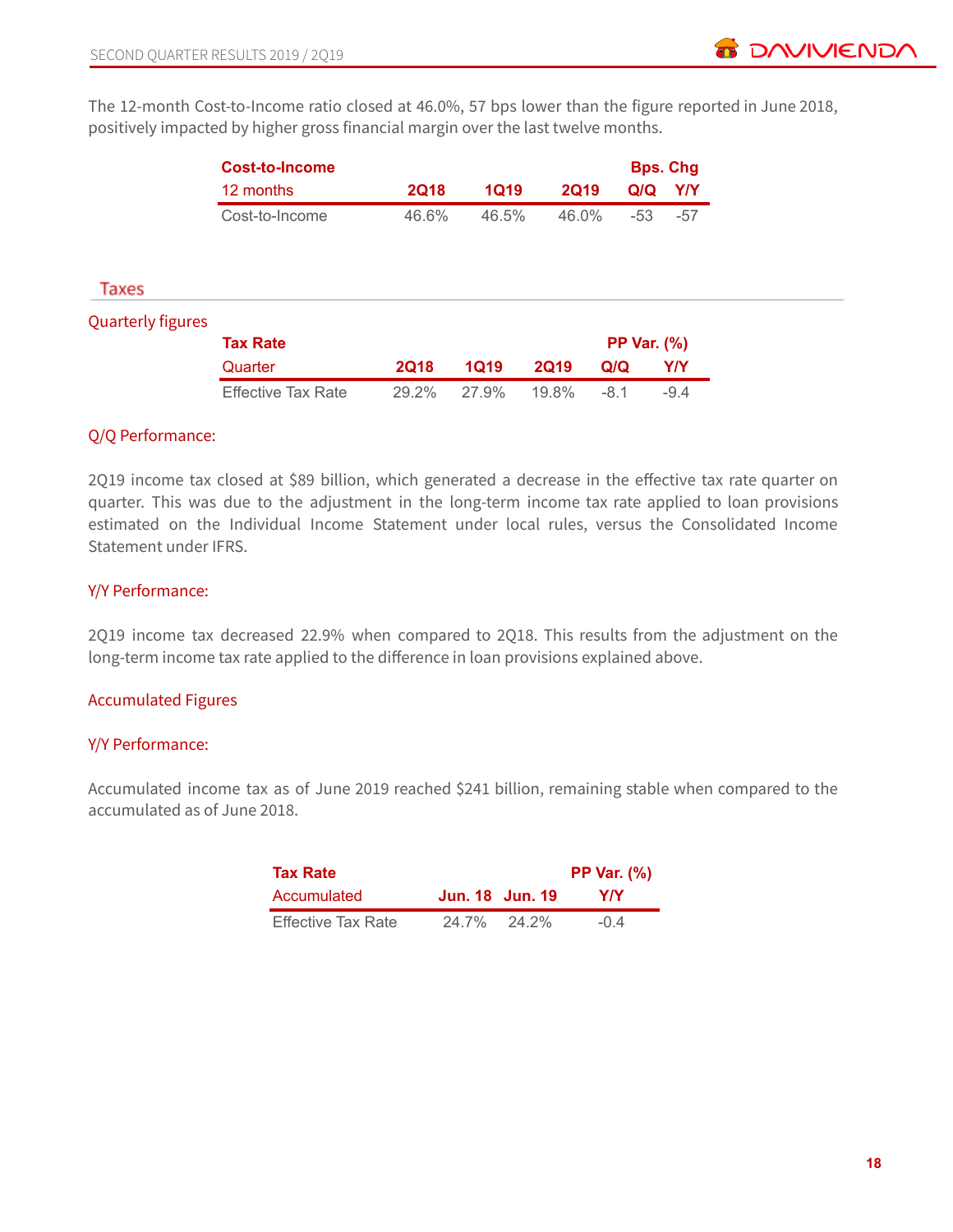The 12-month Cost-to-Income ratio closed at 46.0%, 57 bps lower than the figure reported in June 2018, positively impacted by higher gross financial margin over the last twelve months.

| **Cost-to-Income** | | | | **Bps. Chg** | |
|---|---|---|---|---|---|
| 12 months | **2Q18** | **1Q19** | **2Q19** | **Q/Q** | **Y/Y** |
| Cost-to-Income | 46.6% | 46.5% | 46.0% | -53 | -57 |

## Taxes

### Quarterly figures

| **Tax Rate** | | | | **PP Var. (%)** | |
|---|---|---|---|---|---|
| Quarter | **2Q18** | **1Q19** | **2Q19** | **Q/Q** | **Y/Y** |
| Effective Tax Rate | 29.2% | 27.9% | 19.8% | -8.1 | -9.4 |

#### Q/Q Performance:

2Q19 income tax closed at $89 billion, which generated a decrease in the effective tax rate quarter on quarter. This was due to the adjustment in the long-term income tax rate applied to loan provisions estimated on the Individual Income Statement under local rules, versus the Consolidated Income Statement under IFRS.

#### Y/Y Performance:

2Q19 income tax decreased 22.9% when compared to 2Q18. This results from the adjustment on the long-term income tax rate applied to the difference in loan provisions explained above.

### Accumulated Figures

#### Y/Y Performance:

Accumulated income tax as of June 2019 reached $241 billion, remaining stable when compared to the accumulated as of June 2018.

| **Tax Rate** | | | **PP Var. (%)** |
|---|---|---|---|
| Accumulated | **Jun. 18** | **Jun. 19** | **Y/Y** |
| Effective Tax Rate | 24.7% | 24.2% | -0.4 |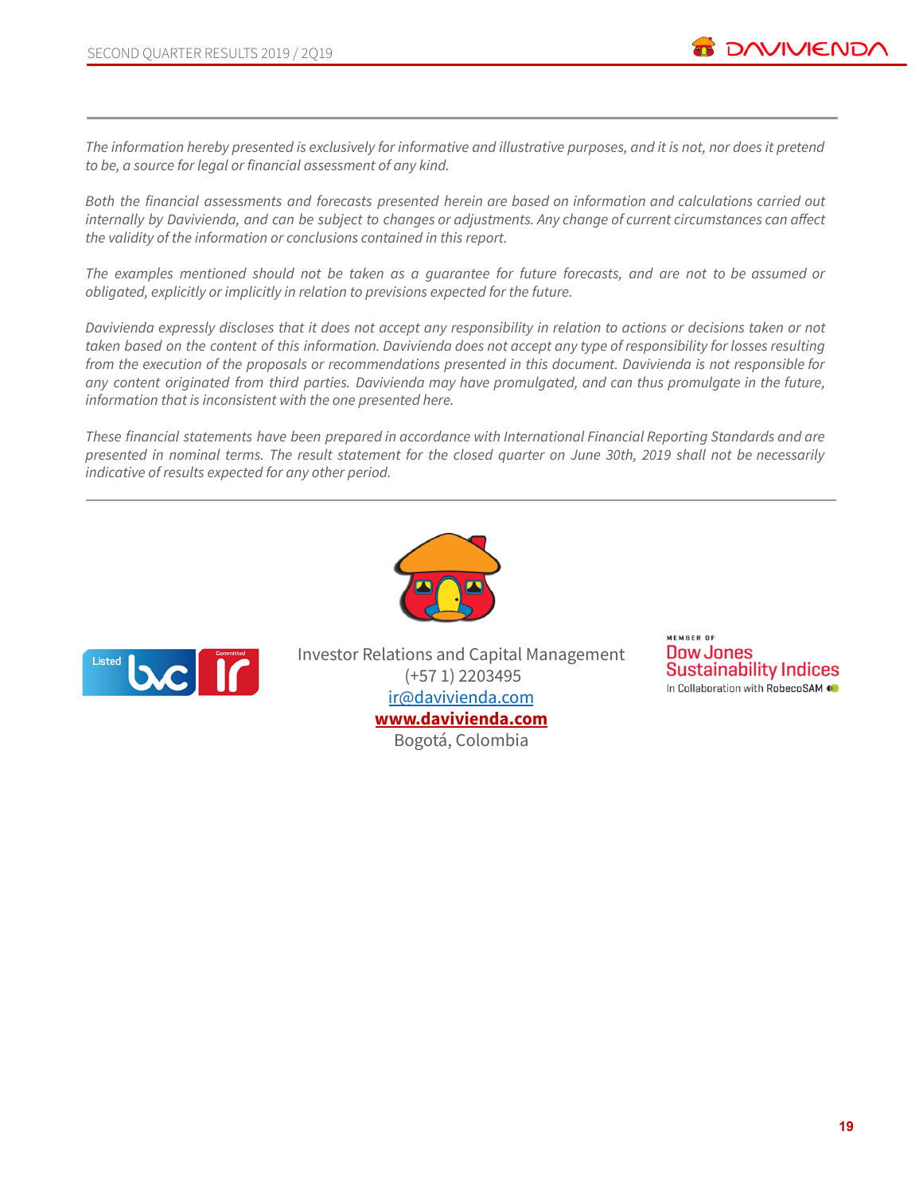*The information hereby presented is exclusively for informative and illustrative purposes, and it is not, nor does it pretend to be, a source for legal or financial assessment of any kind.*

*Both the financial assessments and forecasts presented herein are based on information and calculations carried out internally by Davivienda, and can be subject to changes or adjustments. Any change of current circumstances can affect the validity of the information or conclusions contained in this report.*

*The examples mentioned should not be taken as a guarantee for future forecasts, and are not to be assumed or obligated, explicitly or implicitly in relation to previsions expected for the future.*

*Davivienda expressly discloses that it does not accept any responsibility in relation to actions or decisions taken or not taken based on the content of this information. Davivienda does not accept any type of responsibility for losses resulting from the execution of the proposals or recommendations presented in this document. Davivienda is not responsible for any content originated from third parties. Davivienda may have promulgated, and can thus promulgate in the future, information that is inconsistent with the one presented here.*

*These financial statements have been prepared in accordance with International Financial Reporting Standards and are presented in nominal terms. The result statement for the closed quarter on June 30th, 2019 shall not be necessarily indicative of results expected for any other period.*

Listed bvc Committed ir

Investor Relations and Capital Management
(+57 1) 2203495
ir@davivienda.com
**www.davivienda.com**
Bogotá, Colombia

MEMBER OF
Dow Jones
Sustainability Indices
In Collaboration with RobecoSAM